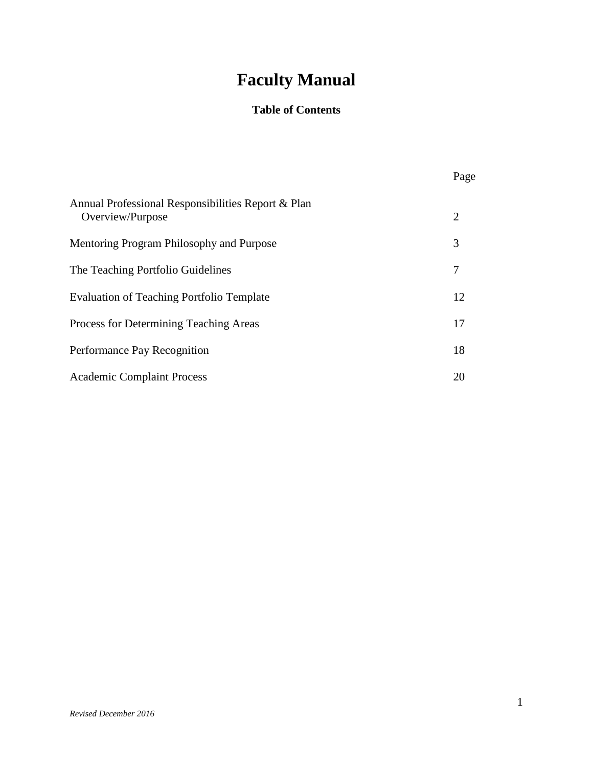# Faculty Manual

## Table of Contents

| | Page |
|---|---|
| Annual Professional Responsibilities Report & Plan Overview/Purpose | 2 |
| Mentoring Program Philosophy and Purpose | 3 |
| The Teaching Portfolio Guidelines | 7 |
| Evaluation of Teaching Portfolio Template | 12 |
| Process for Determining Teaching Areas | 17 |
| Performance Pay Recognition | 18 |
| Academic Complaint Process | 20 |

*Revised December 2016*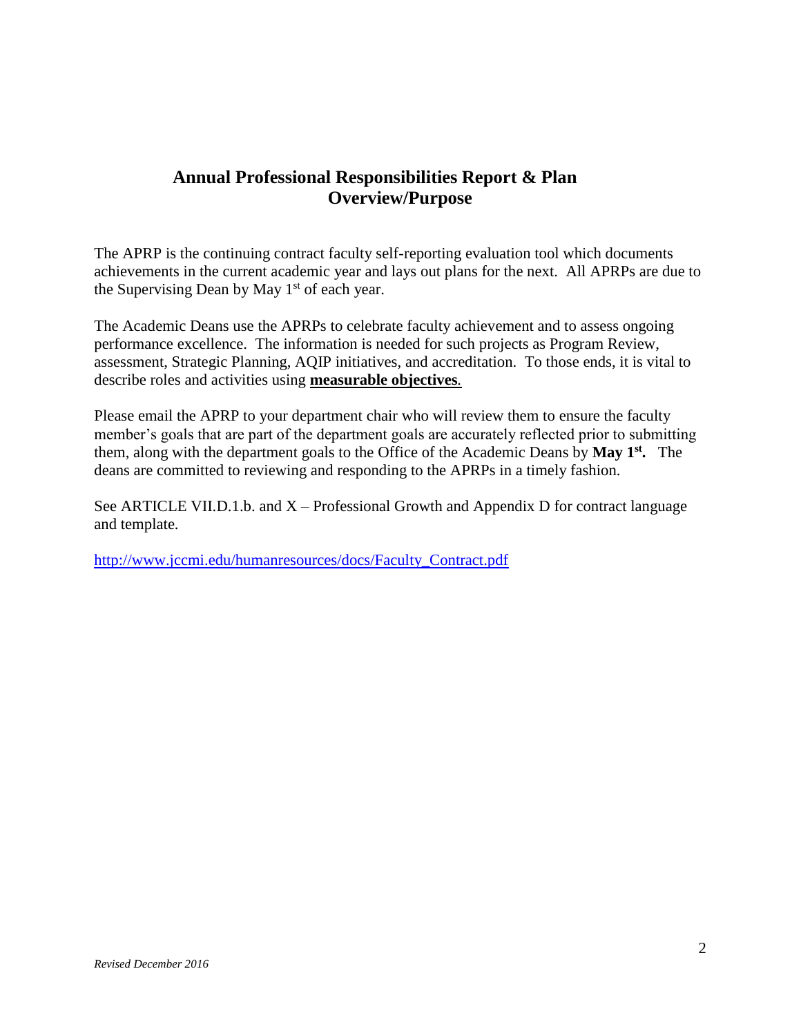## Annual Professional Responsibilities Report & Plan
## Overview/Purpose

The APRP is the continuing contract faculty self-reporting evaluation tool which documents achievements in the current academic year and lays out plans for the next. All APRPs are due to the Supervising Dean by May 1st of each year.

The Academic Deans use the APRPs to celebrate faculty achievement and to assess ongoing performance excellence. The information is needed for such projects as Program Review, assessment, Strategic Planning, AQIP initiatives, and accreditation. To those ends, it is vital to describe roles and activities using **measurable objectives**.

Please email the APRP to your department chair who will review them to ensure the faculty member's goals that are part of the department goals are accurately reflected prior to submitting them, along with the department goals to the Office of the Academic Deans by **May 1st.** The deans are committed to reviewing and responding to the APRPs in a timely fashion.

See ARTICLE VII.D.1.b. and X – Professional Growth and Appendix D for contract language and template.

http://www.jccmi.edu/humanresources/docs/Faculty_Contract.pdf

*Revised December 2016*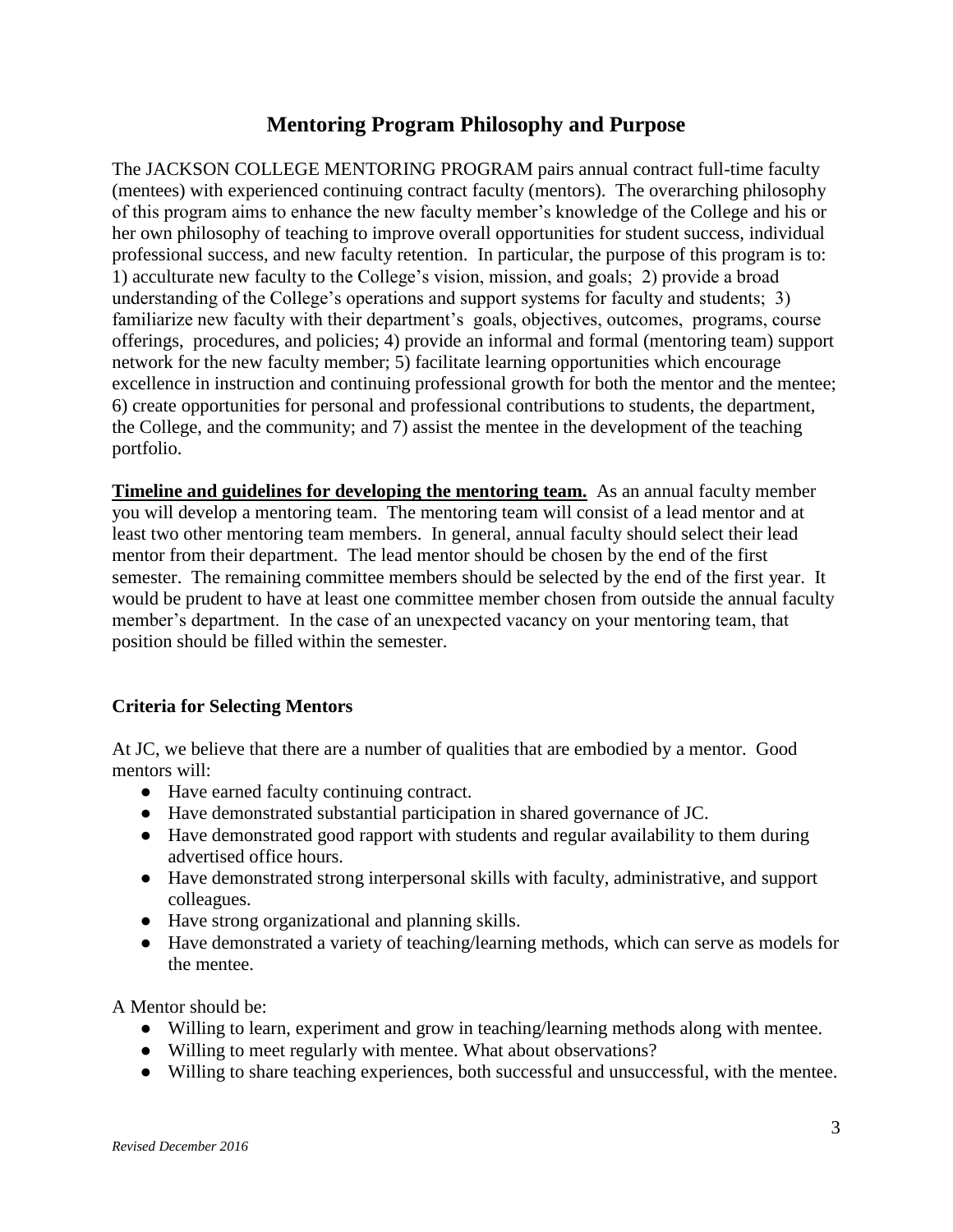## Mentoring Program Philosophy and Purpose

The JACKSON COLLEGE MENTORING PROGRAM pairs annual contract full-time faculty (mentees) with experienced continuing contract faculty (mentors). The overarching philosophy of this program aims to enhance the new faculty member's knowledge of the College and his or her own philosophy of teaching to improve overall opportunities for student success, individual professional success, and new faculty retention. In particular, the purpose of this program is to: 1) acculturate new faculty to the College's vision, mission, and goals; 2) provide a broad understanding of the College's operations and support systems for faculty and students; 3) familiarize new faculty with their department's goals, objectives, outcomes, programs, course offerings, procedures, and policies; 4) provide an informal and formal (mentoring team) support network for the new faculty member; 5) facilitate learning opportunities which encourage excellence in instruction and continuing professional growth for both the mentor and the mentee; 6) create opportunities for personal and professional contributions to students, the department, the College, and the community; and 7) assist the mentee in the development of the teaching portfolio.

**Timeline and guidelines for developing the mentoring team.** As an annual faculty member you will develop a mentoring team. The mentoring team will consist of a lead mentor and at least two other mentoring team members. In general, annual faculty should select their lead mentor from their department. The lead mentor should be chosen by the end of the first semester. The remaining committee members should be selected by the end of the first year. It would be prudent to have at least one committee member chosen from outside the annual faculty member's department. In the case of an unexpected vacancy on your mentoring team, that position should be filled within the semester.

### Criteria for Selecting Mentors

At JC, we believe that there are a number of qualities that are embodied by a mentor. Good mentors will:

- Have earned faculty continuing contract.
- Have demonstrated substantial participation in shared governance of JC.
- Have demonstrated good rapport with students and regular availability to them during advertised office hours.
- Have demonstrated strong interpersonal skills with faculty, administrative, and support colleagues.
- Have strong organizational and planning skills.
- Have demonstrated a variety of teaching/learning methods, which can serve as models for the mentee.

A Mentor should be:

- Willing to learn, experiment and grow in teaching/learning methods along with mentee.
- Willing to meet regularly with mentee. What about observations?
- Willing to share teaching experiences, both successful and unsuccessful, with the mentee.

*Revised December 2016*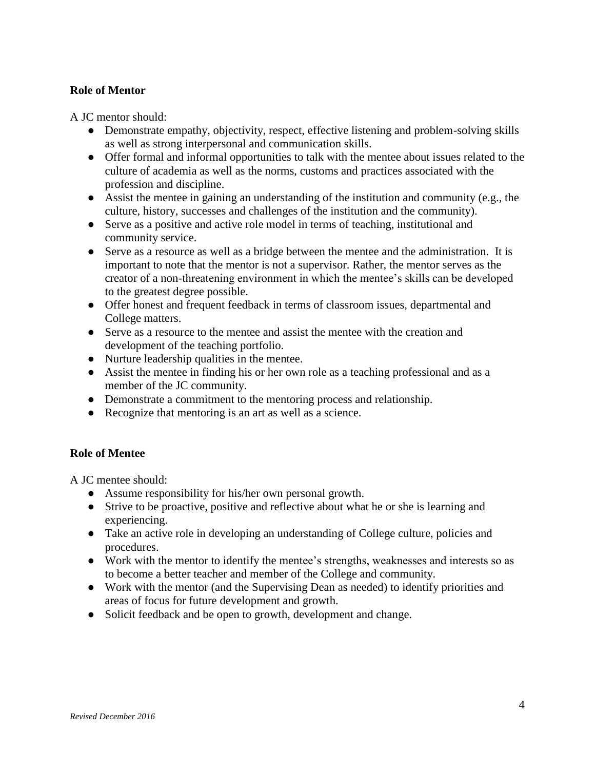**Role of Mentor**

A JC mentor should:

- Demonstrate empathy, objectivity, respect, effective listening and problem-solving skills as well as strong interpersonal and communication skills.
- Offer formal and informal opportunities to talk with the mentee about issues related to the culture of academia as well as the norms, customs and practices associated with the profession and discipline.
- Assist the mentee in gaining an understanding of the institution and community (e.g., the culture, history, successes and challenges of the institution and the community).
- Serve as a positive and active role model in terms of teaching, institutional and community service.
- Serve as a resource as well as a bridge between the mentee and the administration. It is important to note that the mentor is not a supervisor. Rather, the mentor serves as the creator of a non-threatening environment in which the mentee's skills can be developed to the greatest degree possible.
- Offer honest and frequent feedback in terms of classroom issues, departmental and College matters.
- Serve as a resource to the mentee and assist the mentee with the creation and development of the teaching portfolio.
- Nurture leadership qualities in the mentee.
- Assist the mentee in finding his or her own role as a teaching professional and as a member of the JC community.
- Demonstrate a commitment to the mentoring process and relationship.
- Recognize that mentoring is an art as well as a science.

**Role of Mentee**

A JC mentee should:

- Assume responsibility for his/her own personal growth.
- Strive to be proactive, positive and reflective about what he or she is learning and experiencing.
- Take an active role in developing an understanding of College culture, policies and procedures.
- Work with the mentor to identify the mentee's strengths, weaknesses and interests so as to become a better teacher and member of the College and community.
- Work with the mentor (and the Supervising Dean as needed) to identify priorities and areas of focus for future development and growth.
- Solicit feedback and be open to growth, development and change.

*Revised December 2016*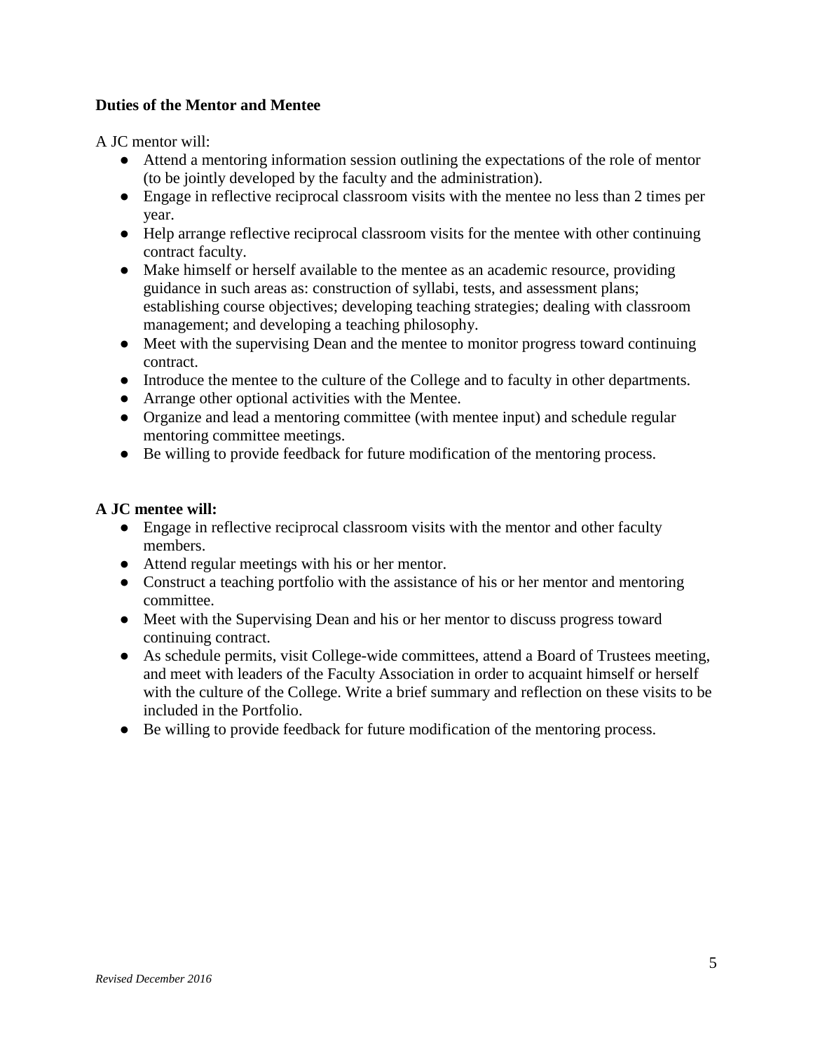**Duties of the Mentor and Mentee**

A JC mentor will:

- Attend a mentoring information session outlining the expectations of the role of mentor (to be jointly developed by the faculty and the administration).
- Engage in reflective reciprocal classroom visits with the mentee no less than 2 times per year.
- Help arrange reflective reciprocal classroom visits for the mentee with other continuing contract faculty.
- Make himself or herself available to the mentee as an academic resource, providing guidance in such areas as: construction of syllabi, tests, and assessment plans; establishing course objectives; developing teaching strategies; dealing with classroom management; and developing a teaching philosophy.
- Meet with the supervising Dean and the mentee to monitor progress toward continuing contract.
- Introduce the mentee to the culture of the College and to faculty in other departments.
- Arrange other optional activities with the Mentee.
- Organize and lead a mentoring committee (with mentee input) and schedule regular mentoring committee meetings.
- Be willing to provide feedback for future modification of the mentoring process.

**A JC mentee will:**

- Engage in reflective reciprocal classroom visits with the mentor and other faculty members.
- Attend regular meetings with his or her mentor.
- Construct a teaching portfolio with the assistance of his or her mentor and mentoring committee.
- Meet with the Supervising Dean and his or her mentor to discuss progress toward continuing contract.
- As schedule permits, visit College-wide committees, attend a Board of Trustees meeting, and meet with leaders of the Faculty Association in order to acquaint himself or herself with the culture of the College. Write a brief summary and reflection on these visits to be included in the Portfolio.
- Be willing to provide feedback for future modification of the mentoring process.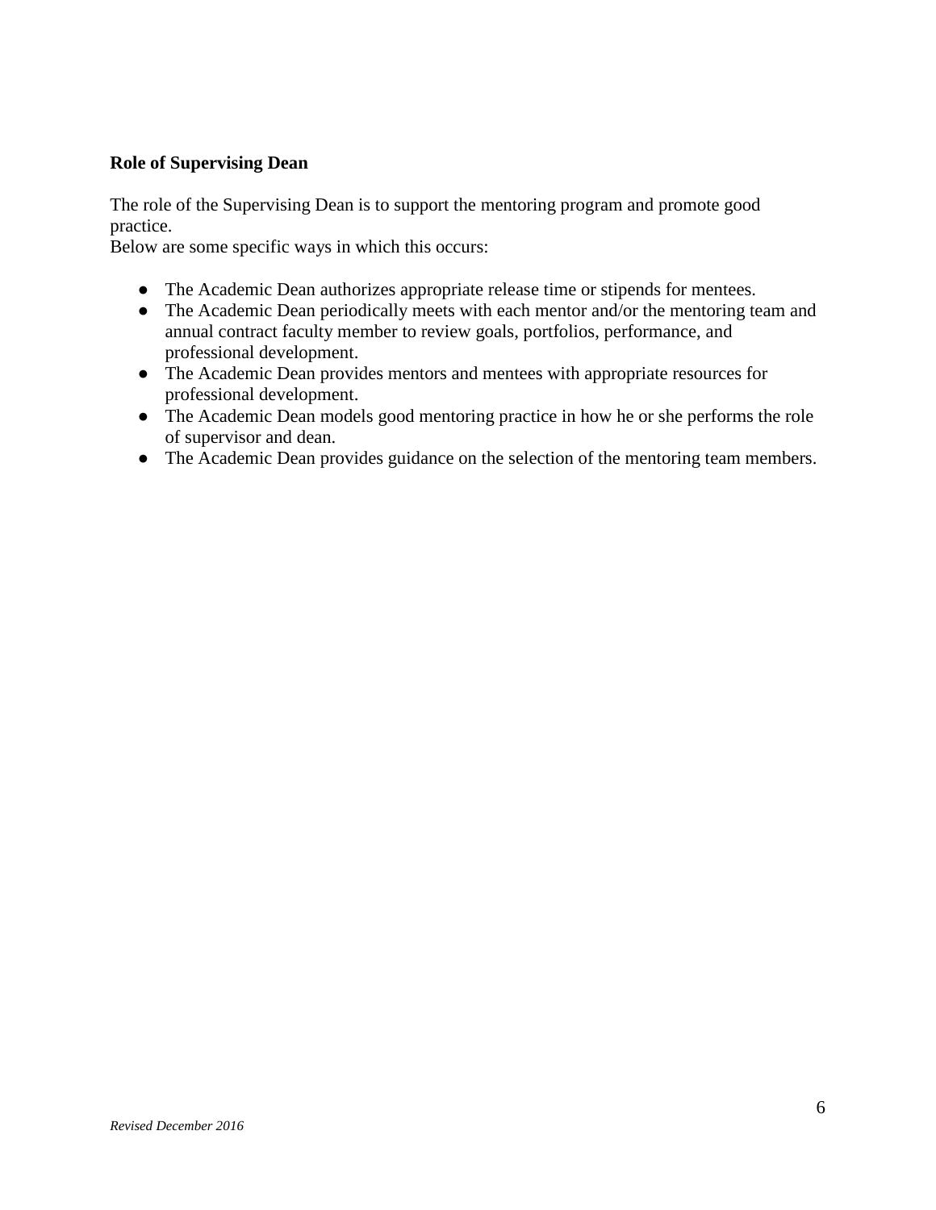**Role of Supervising Dean**

The role of the Supervising Dean is to support the mentoring program and promote good practice.
Below are some specific ways in which this occurs:

- The Academic Dean authorizes appropriate release time or stipends for mentees.
- The Academic Dean periodically meets with each mentor and/or the mentoring team and annual contract faculty member to review goals, portfolios, performance, and professional development.
- The Academic Dean provides mentors and mentees with appropriate resources for professional development.
- The Academic Dean models good mentoring practice in how he or she performs the role of supervisor and dean.
- The Academic Dean provides guidance on the selection of the mentoring team members.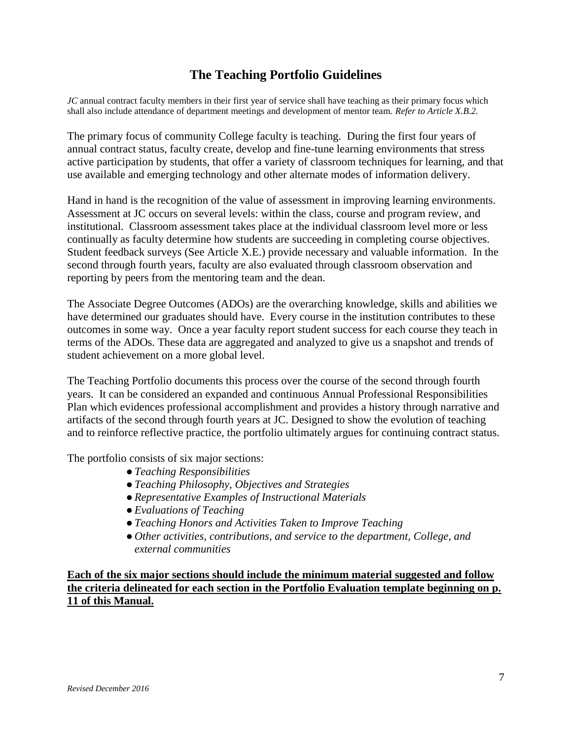# The Teaching Portfolio Guidelines

*JC* annual contract faculty members in their first year of service shall have teaching as their primary focus which shall also include attendance of department meetings and development of mentor team. *Refer to Article X.B.2.*

The primary focus of community College faculty is teaching. During the first four years of annual contract status, faculty create, develop and fine-tune learning environments that stress active participation by students, that offer a variety of classroom techniques for learning, and that use available and emerging technology and other alternate modes of information delivery.

Hand in hand is the recognition of the value of assessment in improving learning environments. Assessment at JC occurs on several levels: within the class, course and program review, and institutional. Classroom assessment takes place at the individual classroom level more or less continually as faculty determine how students are succeeding in completing course objectives. Student feedback surveys (See Article X.E.) provide necessary and valuable information. In the second through fourth years, faculty are also evaluated through classroom observation and reporting by peers from the mentoring team and the dean.

The Associate Degree Outcomes (ADOs) are the overarching knowledge, skills and abilities we have determined our graduates should have. Every course in the institution contributes to these outcomes in some way. Once a year faculty report student success for each course they teach in terms of the ADOs. These data are aggregated and analyzed to give us a snapshot and trends of student achievement on a more global level.

The Teaching Portfolio documents this process over the course of the second through fourth years. It can be considered an expanded and continuous Annual Professional Responsibilities Plan which evidences professional accomplishment and provides a history through narrative and artifacts of the second through fourth years at JC. Designed to show the evolution of teaching and to reinforce reflective practice, the portfolio ultimately argues for continuing contract status.

The portfolio consists of six major sections:

- *Teaching Responsibilities*
- *Teaching Philosophy, Objectives and Strategies*
- *Representative Examples of Instructional Materials*
- *Evaluations of Teaching*
- *Teaching Honors and Activities Taken to Improve Teaching*
- *Other activities, contributions, and service to the department, College, and external communities*

<u>**Each of the six major sections should include the minimum material suggested and follow the criteria delineated for each section in the Portfolio Evaluation template beginning on p. 11 of this Manual.**</u>

*Revised December 2016*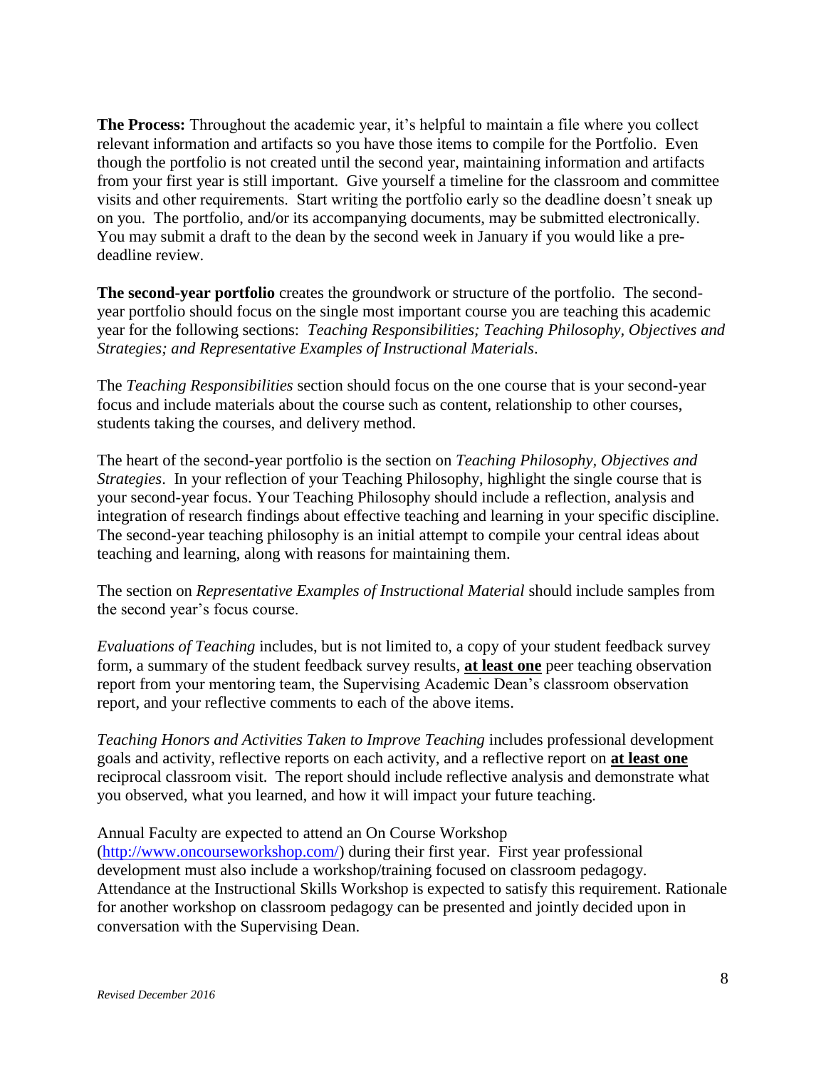**The Process:** Throughout the academic year, it's helpful to maintain a file where you collect relevant information and artifacts so you have those items to compile for the Portfolio. Even though the portfolio is not created until the second year, maintaining information and artifacts from your first year is still important. Give yourself a timeline for the classroom and committee visits and other requirements. Start writing the portfolio early so the deadline doesn't sneak up on you. The portfolio, and/or its accompanying documents, may be submitted electronically. You may submit a draft to the dean by the second week in January if you would like a pre-deadline review.

**The second-year portfolio** creates the groundwork or structure of the portfolio. The second-year portfolio should focus on the single most important course you are teaching this academic year for the following sections: *Teaching Responsibilities; Teaching Philosophy, Objectives and Strategies; and Representative Examples of Instructional Materials*.

The *Teaching Responsibilities* section should focus on the one course that is your second-year focus and include materials about the course such as content, relationship to other courses, students taking the courses, and delivery method.

The heart of the second-year portfolio is the section on *Teaching Philosophy, Objectives and Strategies*. In your reflection of your Teaching Philosophy, highlight the single course that is your second-year focus. Your Teaching Philosophy should include a reflection, analysis and integration of research findings about effective teaching and learning in your specific discipline. The second-year teaching philosophy is an initial attempt to compile your central ideas about teaching and learning, along with reasons for maintaining them.

The section on *Representative Examples of Instructional Material* should include samples from the second year's focus course.

*Evaluations of Teaching* includes, but is not limited to, a copy of your student feedback survey form, a summary of the student feedback survey results, **at least one** peer teaching observation report from your mentoring team, the Supervising Academic Dean's classroom observation report, and your reflective comments to each of the above items.

*Teaching Honors and Activities Taken to Improve Teaching* includes professional development goals and activity, reflective reports on each activity, and a reflective report on **at least one** reciprocal classroom visit. The report should include reflective analysis and demonstrate what you observed, what you learned, and how it will impact your future teaching.

Annual Faculty are expected to attend an On Course Workshop (http://www.oncourseworkshop.com/) during their first year. First year professional development must also include a workshop/training focused on classroom pedagogy. Attendance at the Instructional Skills Workshop is expected to satisfy this requirement. Rationale for another workshop on classroom pedagogy can be presented and jointly decided upon in conversation with the Supervising Dean.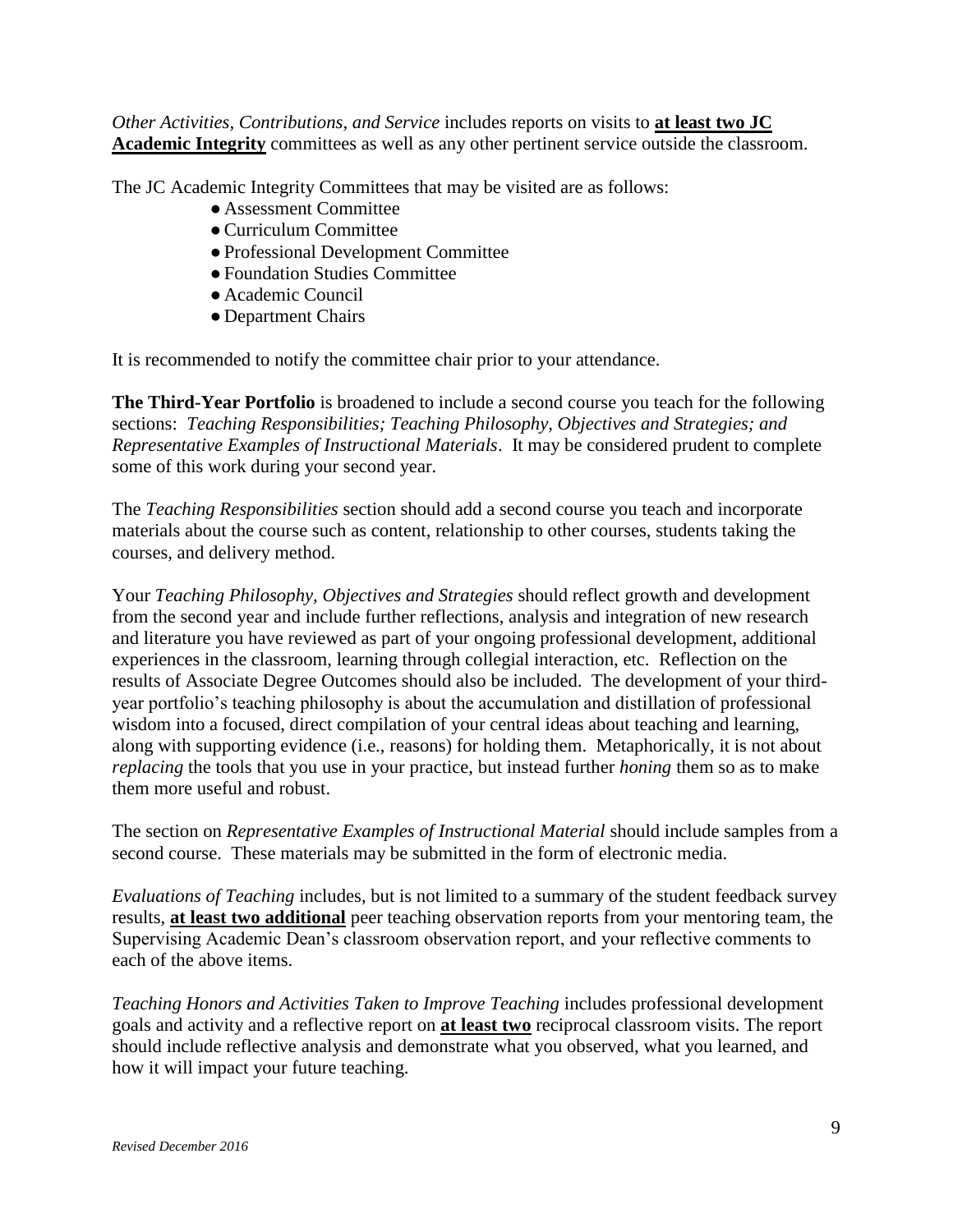*Other Activities, Contributions, and Service* includes reports on visits to **at least two JC Academic Integrity** committees as well as any other pertinent service outside the classroom.

The JC Academic Integrity Committees that may be visited are as follows:

- Assessment Committee
- Curriculum Committee
- Professional Development Committee
- Foundation Studies Committee
- Academic Council
- Department Chairs

It is recommended to notify the committee chair prior to your attendance.

**The Third-Year Portfolio** is broadened to include a second course you teach for the following sections: *Teaching Responsibilities; Teaching Philosophy, Objectives and Strategies; and Representative Examples of Instructional Materials*. It may be considered prudent to complete some of this work during your second year.

The *Teaching Responsibilities* section should add a second course you teach and incorporate materials about the course such as content, relationship to other courses, students taking the courses, and delivery method.

Your *Teaching Philosophy, Objectives and Strategies* should reflect growth and development from the second year and include further reflections, analysis and integration of new research and literature you have reviewed as part of your ongoing professional development, additional experiences in the classroom, learning through collegial interaction, etc. Reflection on the results of Associate Degree Outcomes should also be included. The development of your third-year portfolio's teaching philosophy is about the accumulation and distillation of professional wisdom into a focused, direct compilation of your central ideas about teaching and learning, along with supporting evidence (i.e., reasons) for holding them. Metaphorically, it is not about *replacing* the tools that you use in your practice, but instead further *honing* them so as to make them more useful and robust.

The section on *Representative Examples of Instructional Material* should include samples from a second course. These materials may be submitted in the form of electronic media.

*Evaluations of Teaching* includes, but is not limited to a summary of the student feedback survey results, **at least two additional** peer teaching observation reports from your mentoring team, the Supervising Academic Dean's classroom observation report, and your reflective comments to each of the above items.

*Teaching Honors and Activities Taken to Improve Teaching* includes professional development goals and activity and a reflective report on **at least two** reciprocal classroom visits. The report should include reflective analysis and demonstrate what you observed, what you learned, and how it will impact your future teaching.

*Revised December 2016*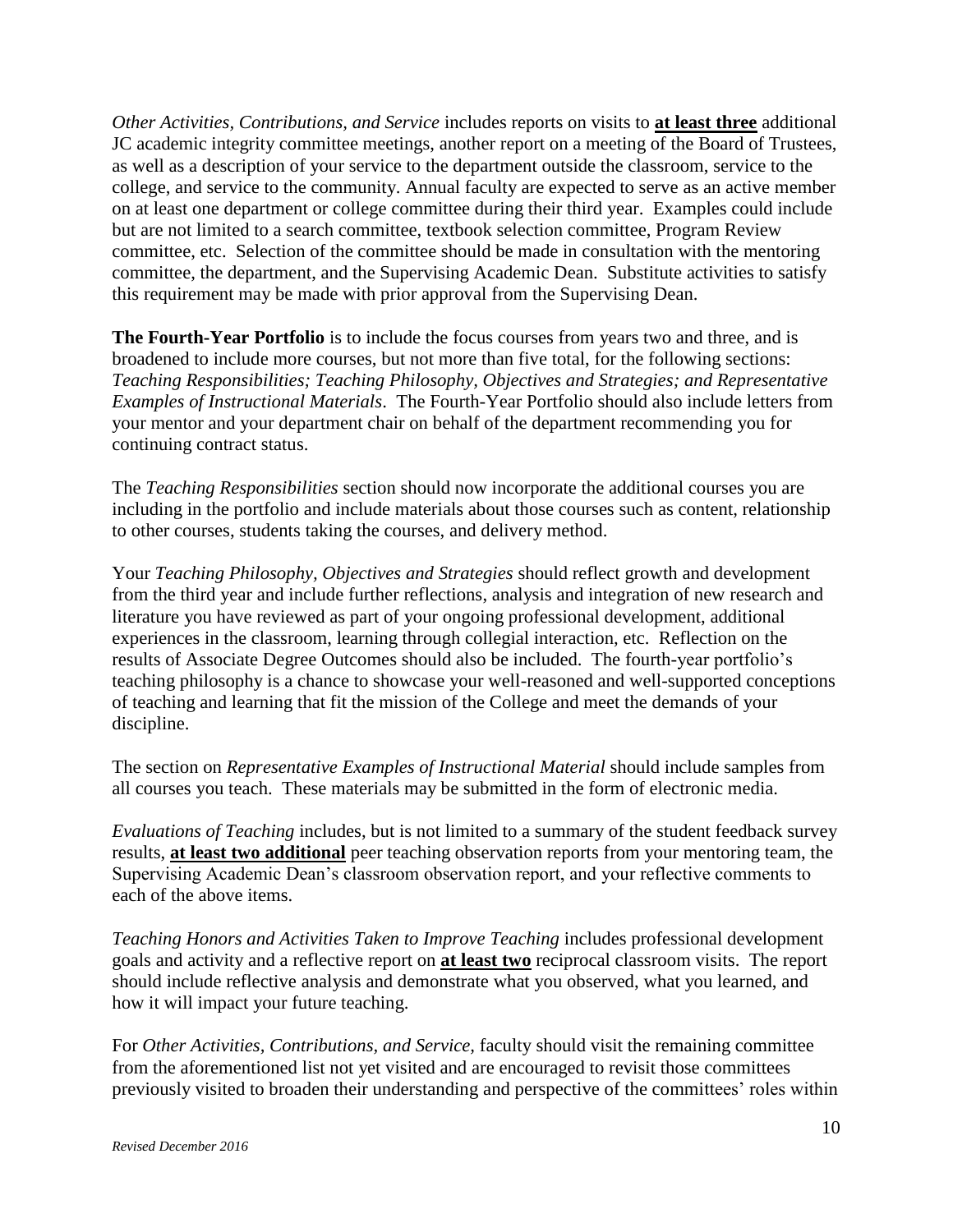*Other Activities, Contributions, and Service* includes reports on visits to **at least three** additional JC academic integrity committee meetings, another report on a meeting of the Board of Trustees, as well as a description of your service to the department outside the classroom, service to the college, and service to the community. Annual faculty are expected to serve as an active member on at least one department or college committee during their third year. Examples could include but are not limited to a search committee, textbook selection committee, Program Review committee, etc. Selection of the committee should be made in consultation with the mentoring committee, the department, and the Supervising Academic Dean. Substitute activities to satisfy this requirement may be made with prior approval from the Supervising Dean.

**The Fourth-Year Portfolio** is to include the focus courses from years two and three, and is broadened to include more courses, but not more than five total, for the following sections: *Teaching Responsibilities; Teaching Philosophy, Objectives and Strategies; and Representative Examples of Instructional Materials*. The Fourth-Year Portfolio should also include letters from your mentor and your department chair on behalf of the department recommending you for continuing contract status.

The *Teaching Responsibilities* section should now incorporate the additional courses you are including in the portfolio and include materials about those courses such as content, relationship to other courses, students taking the courses, and delivery method.

Your *Teaching Philosophy, Objectives and Strategies* should reflect growth and development from the third year and include further reflections, analysis and integration of new research and literature you have reviewed as part of your ongoing professional development, additional experiences in the classroom, learning through collegial interaction, etc. Reflection on the results of Associate Degree Outcomes should also be included. The fourth-year portfolio's teaching philosophy is a chance to showcase your well-reasoned and well-supported conceptions of teaching and learning that fit the mission of the College and meet the demands of your discipline.

The section on *Representative Examples of Instructional Material* should include samples from all courses you teach. These materials may be submitted in the form of electronic media.

*Evaluations of Teaching* includes, but is not limited to a summary of the student feedback survey results, **at least two additional** peer teaching observation reports from your mentoring team, the Supervising Academic Dean's classroom observation report, and your reflective comments to each of the above items.

*Teaching Honors and Activities Taken to Improve Teaching* includes professional development goals and activity and a reflective report on **at least two** reciprocal classroom visits. The report should include reflective analysis and demonstrate what you observed, what you learned, and how it will impact your future teaching.

For *Other Activities, Contributions, and Service,* faculty should visit the remaining committee from the aforementioned list not yet visited and are encouraged to revisit those committees previously visited to broaden their understanding and perspective of the committees' roles within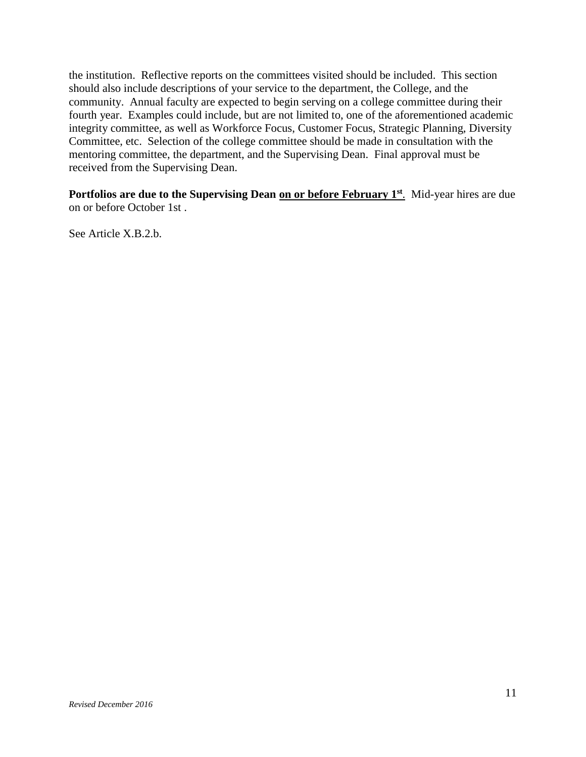the institution. Reflective reports on the committees visited should be included. This section should also include descriptions of your service to the department, the College, and the community. Annual faculty are expected to begin serving on a college committee during their fourth year. Examples could include, but are not limited to, one of the aforementioned academic integrity committee, as well as Workforce Focus, Customer Focus, Strategic Planning, Diversity Committee, etc. Selection of the college committee should be made in consultation with the mentoring committee, the department, and the Supervising Dean. Final approval must be received from the Supervising Dean.

**Portfolios are due to the Supervising Dean <u>on or before February 1st</u>.** Mid-year hires are due on or before October 1st .

See Article X.B.2.b.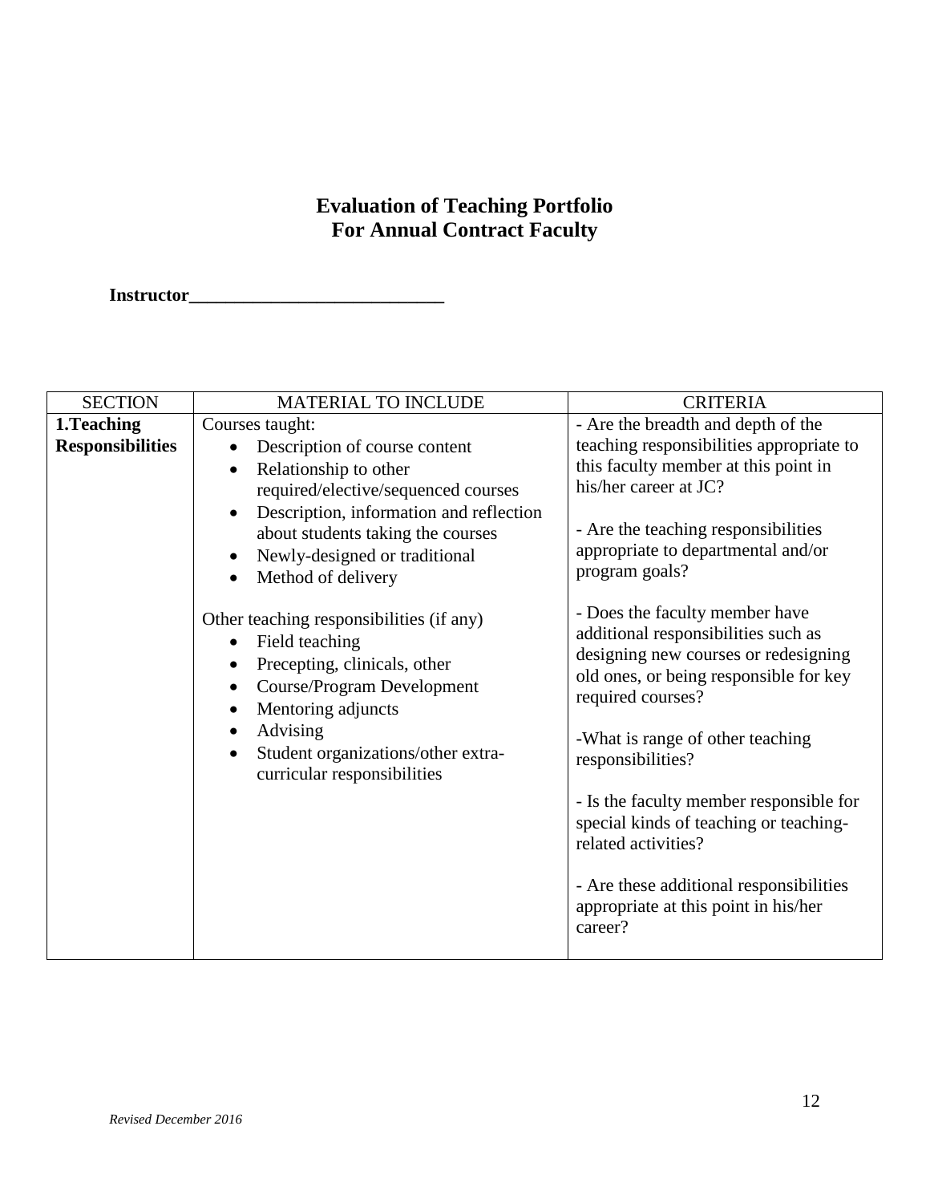# Evaluation of Teaching Portfolio
# For Annual Contract Faculty

**Instructor____________________________**

| SECTION | MATERIAL TO INCLUDE | CRITERIA |
|---|---|---|
| **1.Teaching Responsibilities** | Courses taught:<br>• Description of course content<br>• Relationship to other required/elective/sequenced courses<br>• Description, information and reflection about students taking the courses<br>• Newly-designed or traditional<br>• Method of delivery<br><br>Other teaching responsibilities (if any)<br>• Field teaching<br>• Precepting, clinicals, other<br>• Course/Program Development<br>• Mentoring adjuncts<br>• Advising<br>• Student organizations/other extra-curricular responsibilities | - Are the breadth and depth of the teaching responsibilities appropriate to this faculty member at this point in his/her career at JC?<br><br>- Are the teaching responsibilities appropriate to departmental and/or program goals?<br><br>- Does the faculty member have additional responsibilities such as designing new courses or redesigning old ones, or being responsible for key required courses?<br><br>-What is range of other teaching responsibilities?<br><br>- Is the faculty member responsible for special kinds of teaching or teaching-related activities?<br><br>- Are these additional responsibilities appropriate at this point in his/her career? |

*Revised December 2016*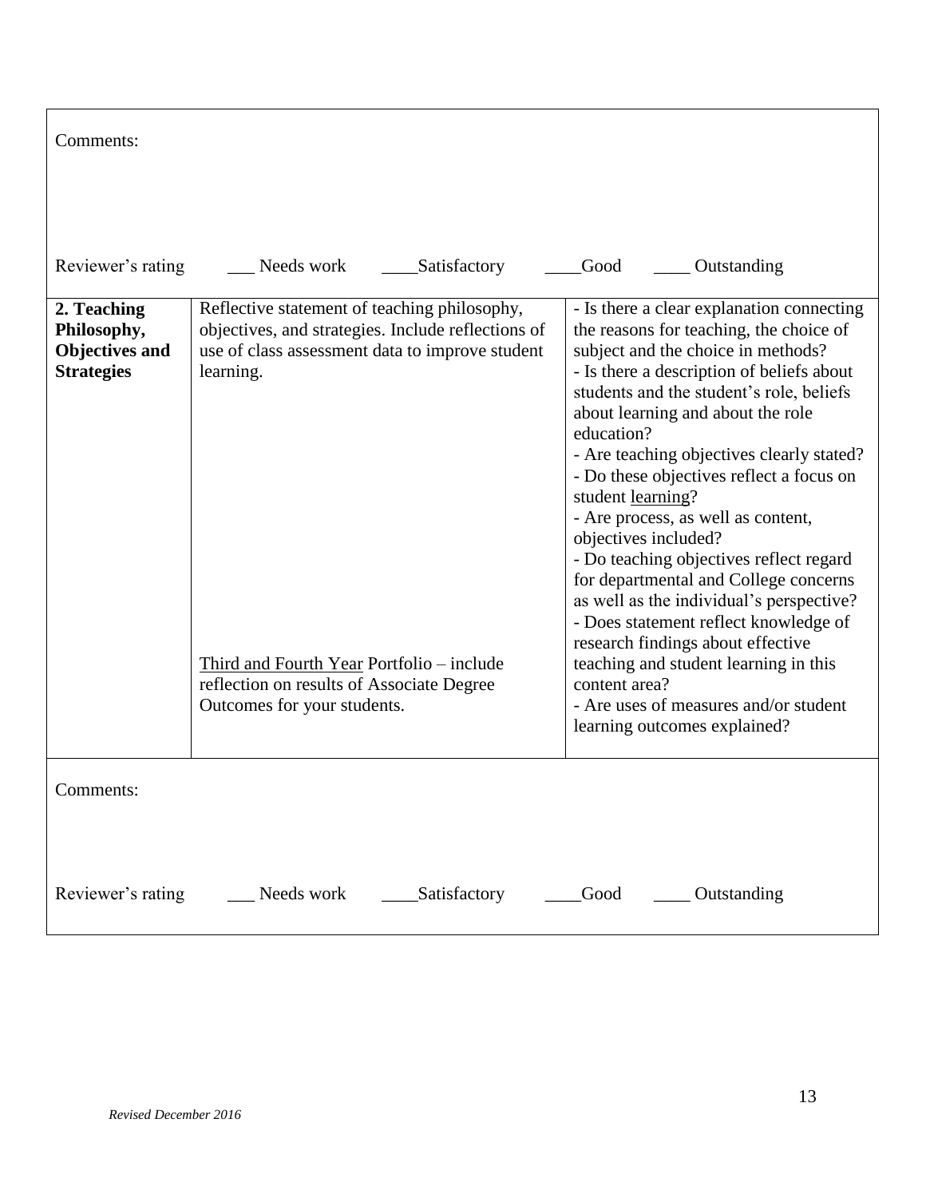Comments:

Reviewer's rating ___ Needs work ____Satisfactory ____Good ____ Outstanding

| | | |
|---|---|---|
| **2. Teaching Philosophy, Objectives and Strategies** | Reflective statement of teaching philosophy, objectives, and strategies. Include reflections of use of class assessment data to improve student learning.<br><br>Third and Fourth Year Portfolio – include reflection on results of Associate Degree Outcomes for your students. | - Is there a clear explanation connecting the reasons for teaching, the choice of subject and the choice in methods?<br>- Is there a description of beliefs about students and the student's role, beliefs about learning and about the role education?<br>- Are teaching objectives clearly stated?<br>- Do these objectives reflect a focus on student learning?<br>- Are process, as well as content, objectives included?<br>- Do teaching objectives reflect regard for departmental and College concerns as well as the individual's perspective?<br>- Does statement reflect knowledge of research findings about effective teaching and student learning in this content area?<br>- Are uses of measures and/or student learning outcomes explained? |

Comments:

Reviewer's rating ___ Needs work ____Satisfactory ____Good ____ Outstanding

*Revised December 2016*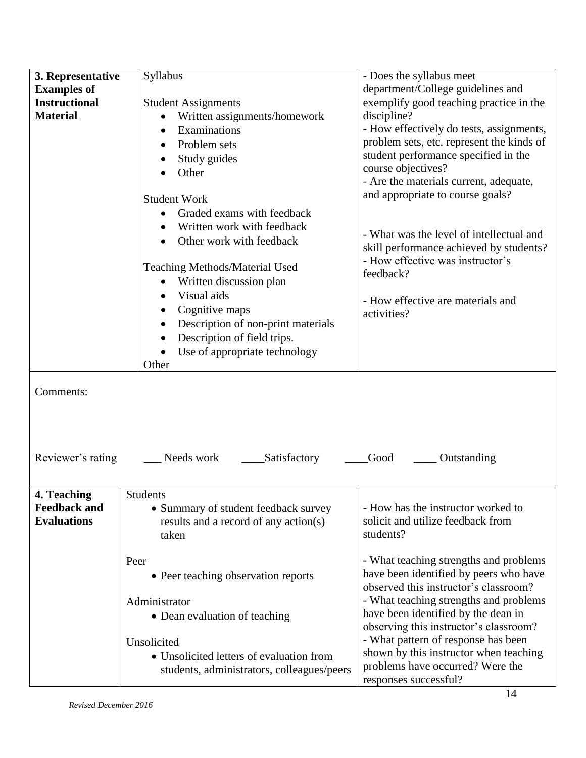| | | |
|---|---|---|
| **3. Representative Examples of Instructional Material** | Syllabus<br><br>Student Assignments<br>• Written assignments/homework<br>• Examinations<br>• Problem sets<br>• Study guides<br>• Other<br><br>Student Work<br>• Graded exams with feedback<br>• Written work with feedback<br>• Other work with feedback<br><br>Teaching Methods/Material Used<br>• Written discussion plan<br>• Visual aids<br>• Cognitive maps<br>• Description of non-print materials<br>• Description of field trips.<br>• Use of appropriate technology<br>Other | - Does the syllabus meet department/College guidelines and exemplify good teaching practice in the discipline?<br>- How effectively do tests, assignments, problem sets, etc. represent the kinds of student performance specified in the course objectives?<br>- Are the materials current, adequate, and appropriate to course goals?<br><br>- What was the level of intellectual and skill performance achieved by students?<br>- How effective was instructor's feedback?<br><br>- How effective are materials and activities? |

Comments:

Reviewer's rating ___ Needs work ____Satisfactory ____Good ____ Outstanding

| | | |
|---|---|---|
| **4. Teaching Feedback and Evaluations** | Students<br>• Summary of student feedback survey results and a record of any action(s) taken<br><br>Peer<br>• Peer teaching observation reports<br><br>Administrator<br>• Dean evaluation of teaching<br><br>Unsolicited<br>• Unsolicited letters of evaluation from students, administrators, colleagues/peers | - How has the instructor worked to solicit and utilize feedback from students?<br><br>- What teaching strengths and problems have been identified by peers who have observed this instructor's classroom?<br>- What teaching strengths and problems have been identified by the dean in observing this instructor's classroom?<br>- What pattern of response has been shown by this instructor when teaching problems have occurred? Were the responses successful? |

*Revised December 2016*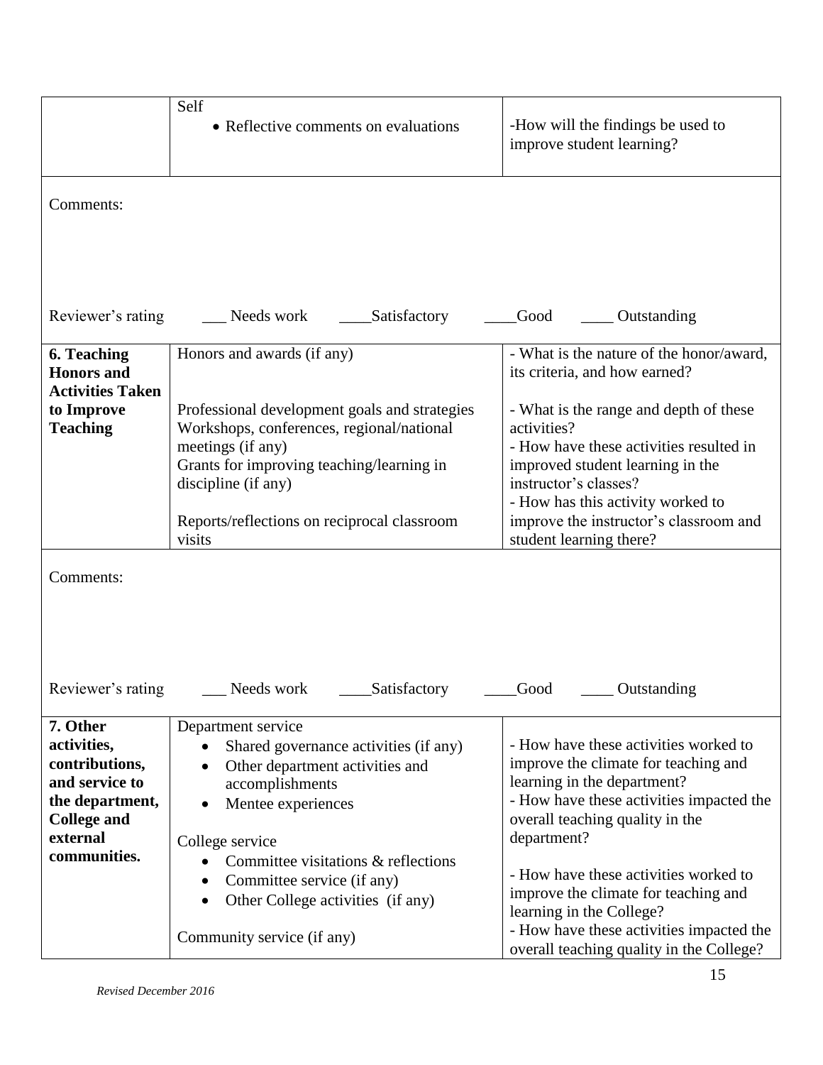| | Self<br>• Reflective comments on evaluations | -How will the findings be used to improve student learning? |
|---|---|---|

Comments:

Reviewer's rating ___ Needs work ____Satisfactory ____Good ____ Outstanding

| **6. Teaching Honors and Activities Taken to Improve Teaching** | Honors and awards (if any)<br><br>Professional development goals and strategies<br>Workshops, conferences, regional/national meetings (if any)<br>Grants for improving teaching/learning in discipline (if any)<br><br>Reports/reflections on reciprocal classroom visits | - What is the nature of the honor/award, its criteria, and how earned?<br><br>- What is the range and depth of these activities?<br>- How have these activities resulted in improved student learning in the instructor's classes?<br>- How has this activity worked to improve the instructor's classroom and student learning there? |
|---|---|---|

Comments:

Reviewer's rating ___ Needs work ____Satisfactory ____Good ____ Outstanding

| **7. Other activities, contributions, and service to the department, College and external communities.** | Department service<br>• Shared governance activities (if any)<br>• Other department activities and accomplishments<br>• Mentee experiences<br><br>College service<br>• Committee visitations & reflections<br>• Committee service (if any)<br>• Other College activities (if any)<br><br>Community service (if any) | - How have these activities worked to improve the climate for teaching and learning in the department?<br>- How have these activities impacted the overall teaching quality in the department?<br><br>- How have these activities worked to improve the climate for teaching and learning in the College?<br>- How have these activities impacted the overall teaching quality in the College? |
|---|---|---|

*Revised December 2016*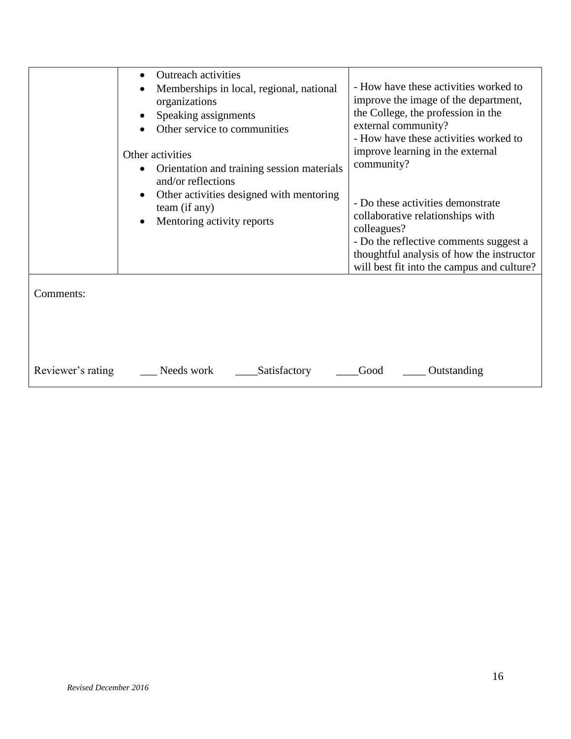| | | |
|---|---|---|
| | • Outreach activities<br>• Memberships in local, regional, national organizations<br>• Speaking assignments<br>• Other service to communities<br><br>Other activities<br>• Orientation and training session materials and/or reflections<br>• Other activities designed with mentoring team (if any)<br>• Mentoring activity reports | - How have these activities worked to improve the image of the department, the College, the profession in the external community?<br>- How have these activities worked to improve learning in the external community?<br><br>- Do these activities demonstrate collaborative relationships with colleagues?<br>- Do the reflective comments suggest a thoughtful analysis of how the instructor will best fit into the campus and culture? |

Comments:

Reviewer's rating ___ Needs work ____Satisfactory ____Good ____ Outstanding

*Revised December 2016*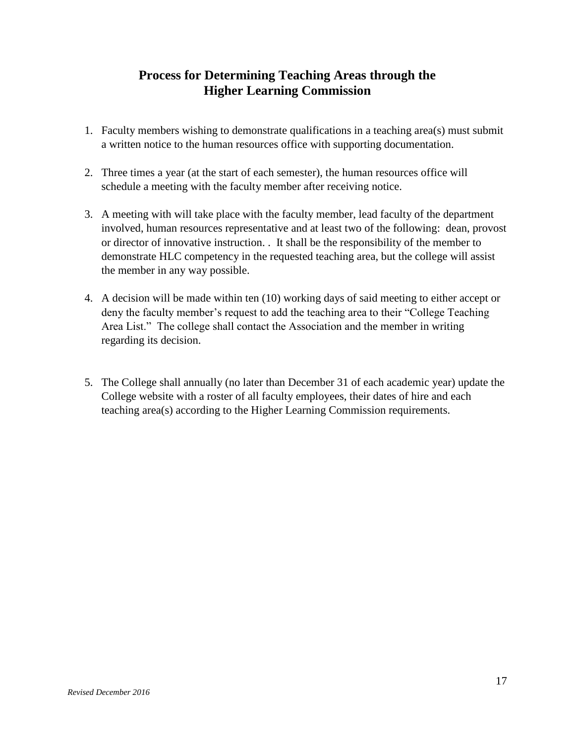## Process for Determining Teaching Areas through the Higher Learning Commission

1. Faculty members wishing to demonstrate qualifications in a teaching area(s) must submit a written notice to the human resources office with supporting documentation.

2. Three times a year (at the start of each semester), the human resources office will schedule a meeting with the faculty member after receiving notice.

3. A meeting with will take place with the faculty member, lead faculty of the department involved, human resources representative and at least two of the following: dean, provost or director of innovative instruction. . It shall be the responsibility of the member to demonstrate HLC competency in the requested teaching area, but the college will assist the member in any way possible.

4. A decision will be made within ten (10) working days of said meeting to either accept or deny the faculty member's request to add the teaching area to their "College Teaching Area List." The college shall contact the Association and the member in writing regarding its decision.

5. The College shall annually (no later than December 31 of each academic year) update the College website with a roster of all faculty employees, their dates of hire and each teaching area(s) according to the Higher Learning Commission requirements.

*Revised December 2016*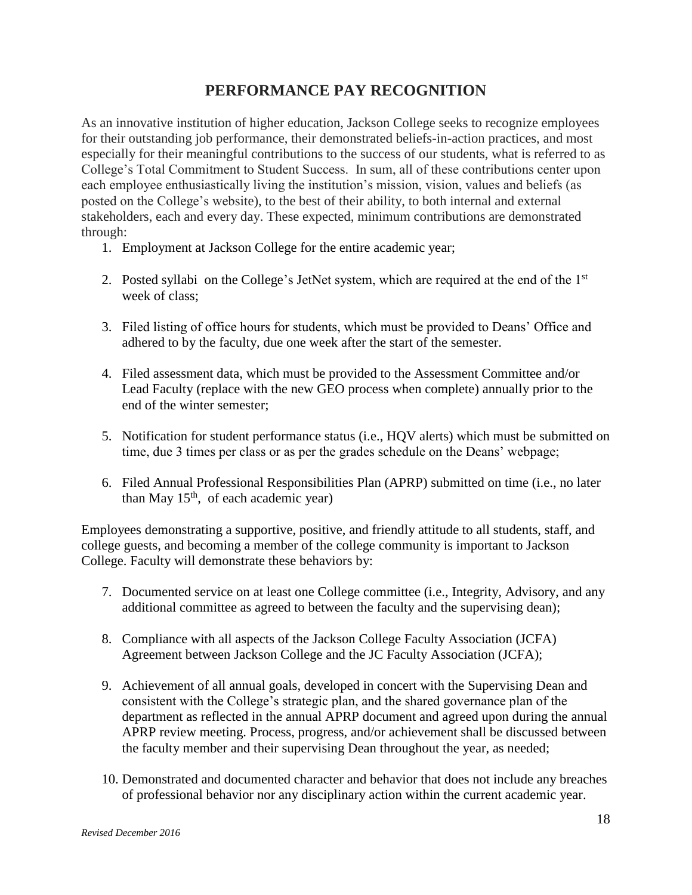# PERFORMANCE PAY RECOGNITION

As an innovative institution of higher education, Jackson College seeks to recognize employees for their outstanding job performance, their demonstrated beliefs-in-action practices, and most especially for their meaningful contributions to the success of our students, what is referred to as College's Total Commitment to Student Success. In sum, all of these contributions center upon each employee enthusiastically living the institution's mission, vision, values and beliefs (as posted on the College's website), to the best of their ability, to both internal and external stakeholders, each and every day. These expected, minimum contributions are demonstrated through:

1. Employment at Jackson College for the entire academic year;
2. Posted syllabi on the College's JetNet system, which are required at the end of the 1st week of class;
3. Filed listing of office hours for students, which must be provided to Deans' Office and adhered to by the faculty, due one week after the start of the semester.
4. Filed assessment data, which must be provided to the Assessment Committee and/or Lead Faculty (replace with the new GEO process when complete) annually prior to the end of the winter semester;
5. Notification for student performance status (i.e., HQV alerts) which must be submitted on time, due 3 times per class or as per the grades schedule on the Deans' webpage;
6. Filed Annual Professional Responsibilities Plan (APRP) submitted on time (i.e., no later than May 15th, of each academic year)

Employees demonstrating a supportive, positive, and friendly attitude to all students, staff, and college guests, and becoming a member of the college community is important to Jackson College. Faculty will demonstrate these behaviors by:

7. Documented service on at least one College committee (i.e., Integrity, Advisory, and any additional committee as agreed to between the faculty and the supervising dean);
8. Compliance with all aspects of the Jackson College Faculty Association (JCFA) Agreement between Jackson College and the JC Faculty Association (JCFA);
9. Achievement of all annual goals, developed in concert with the Supervising Dean and consistent with the College's strategic plan, and the shared governance plan of the department as reflected in the annual APRP document and agreed upon during the annual APRP review meeting. Process, progress, and/or achievement shall be discussed between the faculty member and their supervising Dean throughout the year, as needed;
10. Demonstrated and documented character and behavior that does not include any breaches of professional behavior nor any disciplinary action within the current academic year.

*Revised December 2016*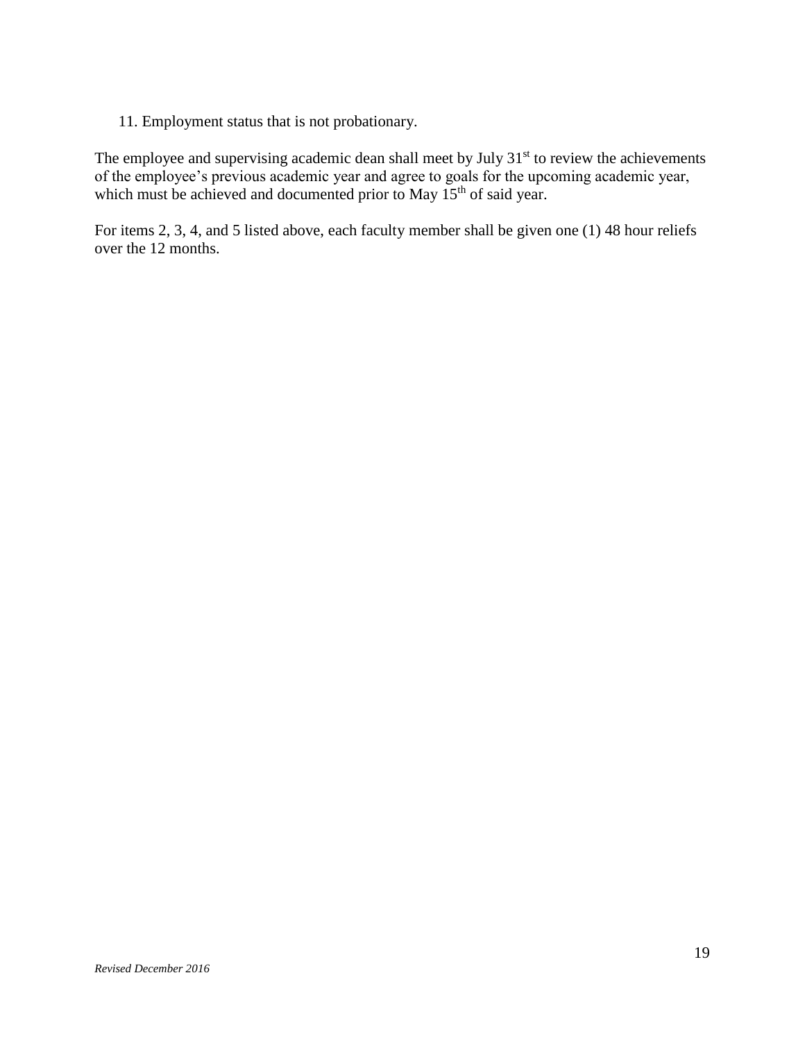11. Employment status that is not probationary.

The employee and supervising academic dean shall meet by July 31st to review the achievements of the employee's previous academic year and agree to goals for the upcoming academic year, which must be achieved and documented prior to May 15th of said year.

For items 2, 3, 4, and 5 listed above, each faculty member shall be given one (1) 48 hour reliefs over the 12 months.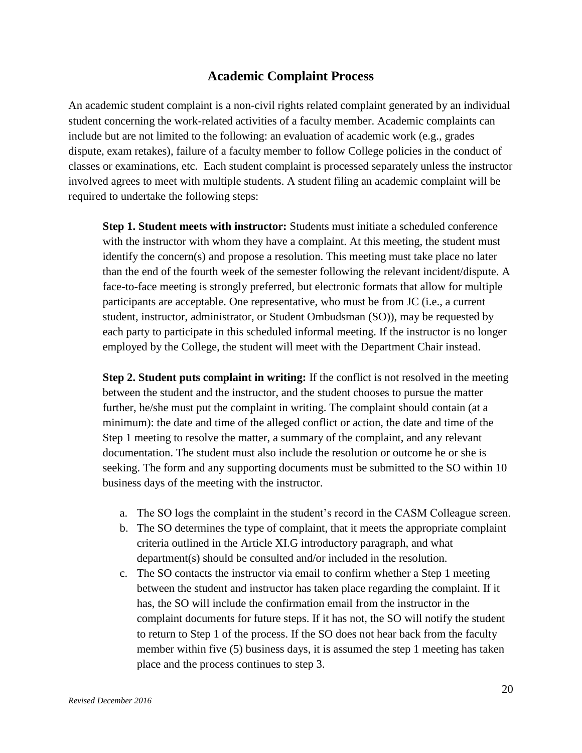## Academic Complaint Process

An academic student complaint is a non-civil rights related complaint generated by an individual student concerning the work-related activities of a faculty member. Academic complaints can include but are not limited to the following: an evaluation of academic work (e.g., grades dispute, exam retakes), failure of a faculty member to follow College policies in the conduct of classes or examinations, etc. Each student complaint is processed separately unless the instructor involved agrees to meet with multiple students. A student filing an academic complaint will be required to undertake the following steps:

**Step 1. Student meets with instructor:** Students must initiate a scheduled conference with the instructor with whom they have a complaint. At this meeting, the student must identify the concern(s) and propose a resolution. This meeting must take place no later than the end of the fourth week of the semester following the relevant incident/dispute. A face-to-face meeting is strongly preferred, but electronic formats that allow for multiple participants are acceptable. One representative, who must be from JC (i.e., a current student, instructor, administrator, or Student Ombudsman (SO)), may be requested by each party to participate in this scheduled informal meeting. If the instructor is no longer employed by the College, the student will meet with the Department Chair instead.

**Step 2. Student puts complaint in writing:** If the conflict is not resolved in the meeting between the student and the instructor, and the student chooses to pursue the matter further, he/she must put the complaint in writing. The complaint should contain (at a minimum): the date and time of the alleged conflict or action, the date and time of the Step 1 meeting to resolve the matter, a summary of the complaint, and any relevant documentation. The student must also include the resolution or outcome he or she is seeking. The form and any supporting documents must be submitted to the SO within 10 business days of the meeting with the instructor.

a. The SO logs the complaint in the student's record in the CASM Colleague screen.
b. The SO determines the type of complaint, that it meets the appropriate complaint criteria outlined in the Article XI.G introductory paragraph, and what department(s) should be consulted and/or included in the resolution.
c. The SO contacts the instructor via email to confirm whether a Step 1 meeting between the student and instructor has taken place regarding the complaint. If it has, the SO will include the confirmation email from the instructor in the complaint documents for future steps. If it has not, the SO will notify the student to return to Step 1 of the process. If the SO does not hear back from the faculty member within five (5) business days, it is assumed the step 1 meeting has taken place and the process continues to step 3.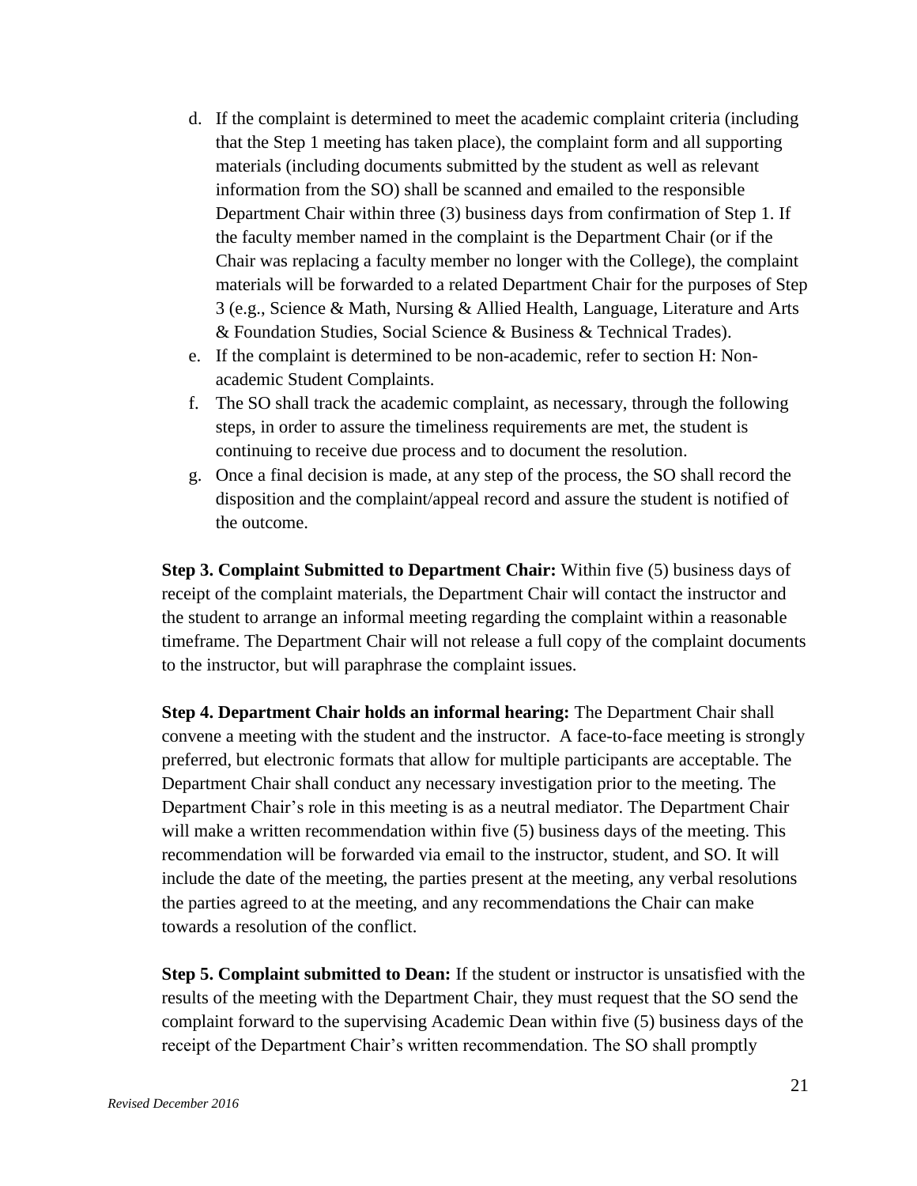d. If the complaint is determined to meet the academic complaint criteria (including that the Step 1 meeting has taken place), the complaint form and all supporting materials (including documents submitted by the student as well as relevant information from the SO) shall be scanned and emailed to the responsible Department Chair within three (3) business days from confirmation of Step 1. If the faculty member named in the complaint is the Department Chair (or if the Chair was replacing a faculty member no longer with the College), the complaint materials will be forwarded to a related Department Chair for the purposes of Step 3 (e.g., Science & Math, Nursing & Allied Health, Language, Literature and Arts & Foundation Studies, Social Science & Business & Technical Trades).
e. If the complaint is determined to be non-academic, refer to section H: Non-academic Student Complaints.
f. The SO shall track the academic complaint, as necessary, through the following steps, in order to assure the timeliness requirements are met, the student is continuing to receive due process and to document the resolution.
g. Once a final decision is made, at any step of the process, the SO shall record the disposition and the complaint/appeal record and assure the student is notified of the outcome.

**Step 3. Complaint Submitted to Department Chair:** Within five (5) business days of receipt of the complaint materials, the Department Chair will contact the instructor and the student to arrange an informal meeting regarding the complaint within a reasonable timeframe. The Department Chair will not release a full copy of the complaint documents to the instructor, but will paraphrase the complaint issues.

**Step 4. Department Chair holds an informal hearing:** The Department Chair shall convene a meeting with the student and the instructor. A face-to-face meeting is strongly preferred, but electronic formats that allow for multiple participants are acceptable. The Department Chair shall conduct any necessary investigation prior to the meeting. The Department Chair's role in this meeting is as a neutral mediator. The Department Chair will make a written recommendation within five (5) business days of the meeting. This recommendation will be forwarded via email to the instructor, student, and SO. It will include the date of the meeting, the parties present at the meeting, any verbal resolutions the parties agreed to at the meeting, and any recommendations the Chair can make towards a resolution of the conflict.

**Step 5. Complaint submitted to Dean:** If the student or instructor is unsatisfied with the results of the meeting with the Department Chair, they must request that the SO send the complaint forward to the supervising Academic Dean within five (5) business days of the receipt of the Department Chair's written recommendation. The SO shall promptly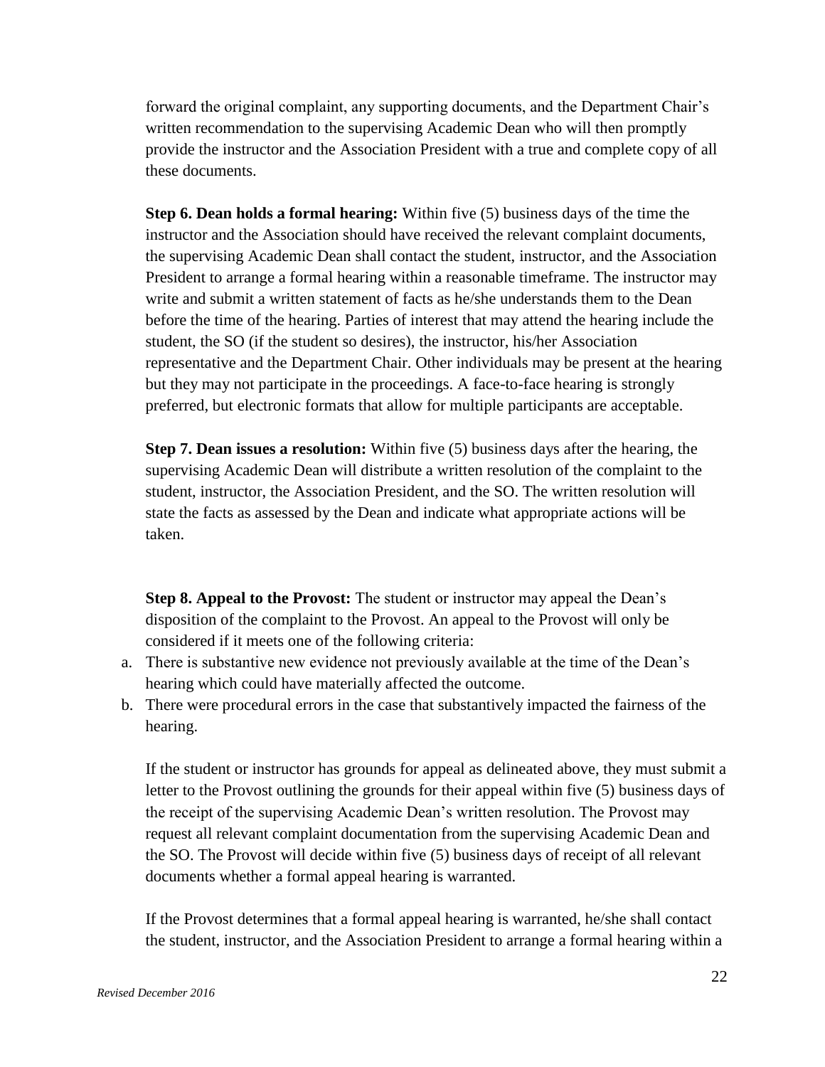forward the original complaint, any supporting documents, and the Department Chair's written recommendation to the supervising Academic Dean who will then promptly provide the instructor and the Association President with a true and complete copy of all these documents.

**Step 6. Dean holds a formal hearing:** Within five (5) business days of the time the instructor and the Association should have received the relevant complaint documents, the supervising Academic Dean shall contact the student, instructor, and the Association President to arrange a formal hearing within a reasonable timeframe. The instructor may write and submit a written statement of facts as he/she understands them to the Dean before the time of the hearing. Parties of interest that may attend the hearing include the student, the SO (if the student so desires), the instructor, his/her Association representative and the Department Chair. Other individuals may be present at the hearing but they may not participate in the proceedings. A face-to-face hearing is strongly preferred, but electronic formats that allow for multiple participants are acceptable.

**Step 7. Dean issues a resolution:** Within five (5) business days after the hearing, the supervising Academic Dean will distribute a written resolution of the complaint to the student, instructor, the Association President, and the SO. The written resolution will state the facts as assessed by the Dean and indicate what appropriate actions will be taken.

**Step 8. Appeal to the Provost:** The student or instructor may appeal the Dean's disposition of the complaint to the Provost. An appeal to the Provost will only be considered if it meets one of the following criteria:

a. There is substantive new evidence not previously available at the time of the Dean's hearing which could have materially affected the outcome.
b. There were procedural errors in the case that substantively impacted the fairness of the hearing.

If the student or instructor has grounds for appeal as delineated above, they must submit a letter to the Provost outlining the grounds for their appeal within five (5) business days of the receipt of the supervising Academic Dean's written resolution. The Provost may request all relevant complaint documentation from the supervising Academic Dean and the SO. The Provost will decide within five (5) business days of receipt of all relevant documents whether a formal appeal hearing is warranted.

If the Provost determines that a formal appeal hearing is warranted, he/she shall contact the student, instructor, and the Association President to arrange a formal hearing within a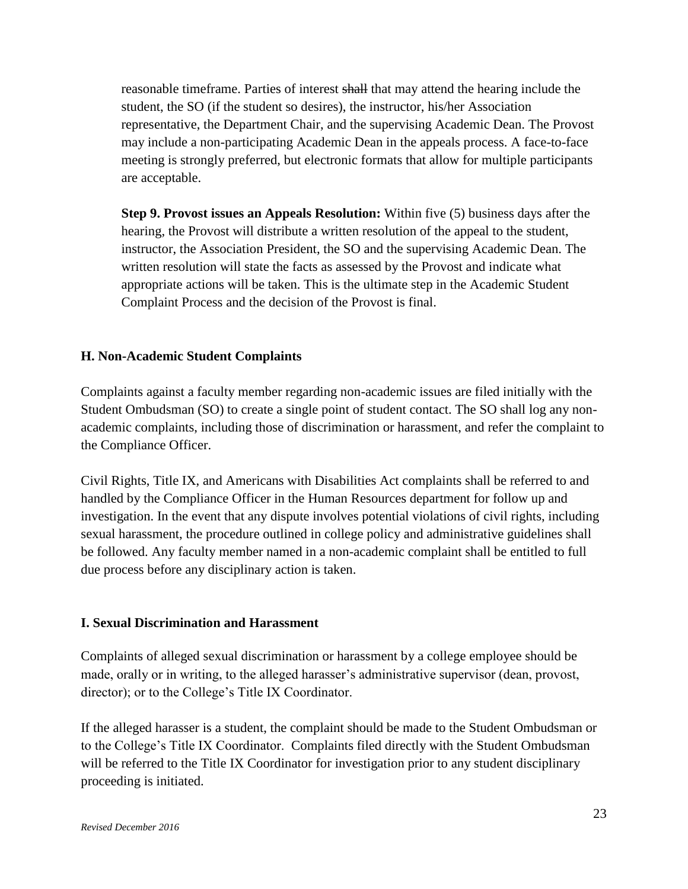reasonable timeframe. Parties of interest ~~shall~~ that may attend the hearing include the student, the SO (if the student so desires), the instructor, his/her Association representative, the Department Chair, and the supervising Academic Dean. The Provost may include a non-participating Academic Dean in the appeals process. A face-to-face meeting is strongly preferred, but electronic formats that allow for multiple participants are acceptable.

**Step 9. Provost issues an Appeals Resolution:** Within five (5) business days after the hearing, the Provost will distribute a written resolution of the appeal to the student, instructor, the Association President, the SO and the supervising Academic Dean. The written resolution will state the facts as assessed by the Provost and indicate what appropriate actions will be taken. This is the ultimate step in the Academic Student Complaint Process and the decision of the Provost is final.

### H. Non-Academic Student Complaints

Complaints against a faculty member regarding non-academic issues are filed initially with the Student Ombudsman (SO) to create a single point of student contact. The SO shall log any non-academic complaints, including those of discrimination or harassment, and refer the complaint to the Compliance Officer.

Civil Rights, Title IX, and Americans with Disabilities Act complaints shall be referred to and handled by the Compliance Officer in the Human Resources department for follow up and investigation. In the event that any dispute involves potential violations of civil rights, including sexual harassment, the procedure outlined in college policy and administrative guidelines shall be followed. Any faculty member named in a non-academic complaint shall be entitled to full due process before any disciplinary action is taken.

### I. Sexual Discrimination and Harassment

Complaints of alleged sexual discrimination or harassment by a college employee should be made, orally or in writing, to the alleged harasser's administrative supervisor (dean, provost, director); or to the College's Title IX Coordinator.

If the alleged harasser is a student, the complaint should be made to the Student Ombudsman or to the College's Title IX Coordinator. Complaints filed directly with the Student Ombudsman will be referred to the Title IX Coordinator for investigation prior to any student disciplinary proceeding is initiated.

*Revised December 2016*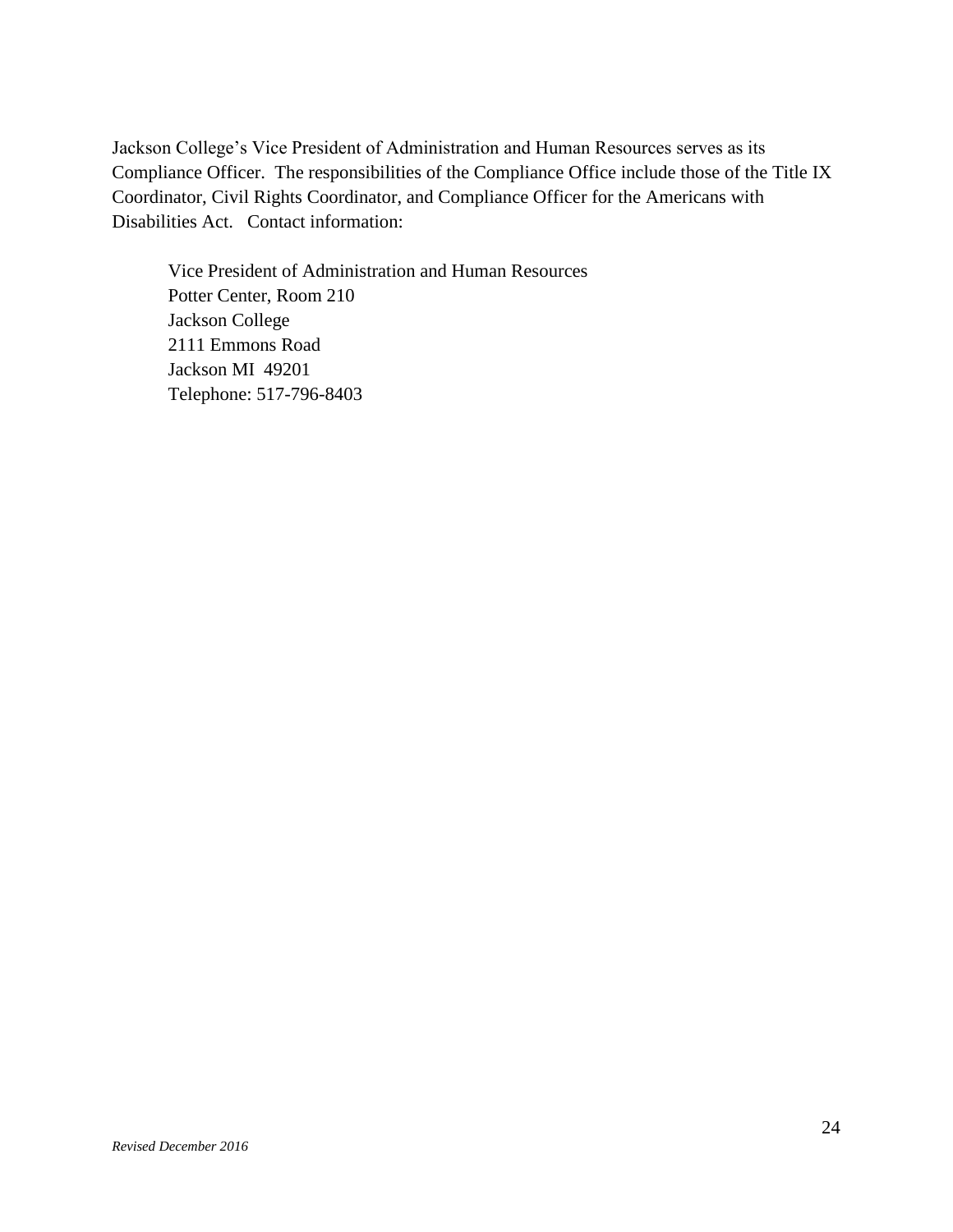Jackson College's Vice President of Administration and Human Resources serves as its Compliance Officer. The responsibilities of the Compliance Office include those of the Title IX Coordinator, Civil Rights Coordinator, and Compliance Officer for the Americans with Disabilities Act. Contact information:

> Vice President of Administration and Human Resources
> Potter Center, Room 210
> Jackson College
> 2111 Emmons Road
> Jackson MI 49201
> Telephone: 517-796-8403

*Revised December 2016*